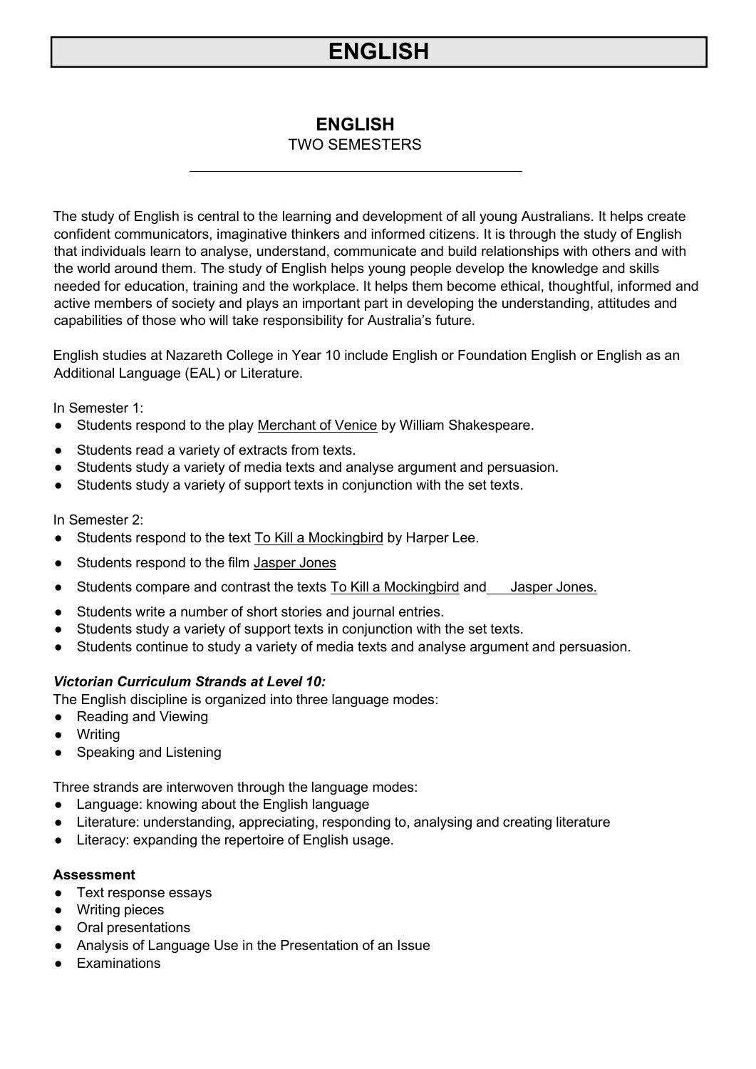# ENGLISH

## ENGLISH

TWO SEMESTERS

---

The study of English is central to the learning and development of all young Australians. It helps create confident communicators, imaginative thinkers and informed citizens. It is through the study of English that individuals learn to analyse, understand, communicate and build relationships with others and with the world around them. The study of English helps young people develop the knowledge and skills needed for education, training and the workplace. It helps them become ethical, thoughtful, informed and active members of society and plays an important part in developing the understanding, attitudes and capabilities of those who will take responsibility for Australia's future.

English studies at Nazareth College in Year 10 include English or Foundation English or English as an Additional Language (EAL) or Literature.

In Semester 1:

- Students respond to the play Merchant of Venice by William Shakespeare.
- Students read a variety of extracts from texts.
- Students study a variety of media texts and analyse argument and persuasion.
- Students study a variety of support texts in conjunction with the set texts.

In Semester 2:

- Students respond to the text To Kill a Mockingbird by Harper Lee.
- Students respond to the film Jasper Jones
- Students compare and contrast the texts To Kill a Mockingbird and Jasper Jones.
- Students write a number of short stories and journal entries.
- Students study a variety of support texts in conjunction with the set texts.
- Students continue to study a variety of media texts and analyse argument and persuasion.

***Victorian Curriculum Strands at Level 10:***

The English discipline is organized into three language modes:

- Reading and Viewing
- Writing
- Speaking and Listening

Three strands are interwoven through the language modes:

- Language: knowing about the English language
- Literature: understanding, appreciating, responding to, analysing and creating literature
- Literacy: expanding the repertoire of English usage.

**Assessment**

- Text response essays
- Writing pieces
- Oral presentations
- Analysis of Language Use in the Presentation of an Issue
- Examinations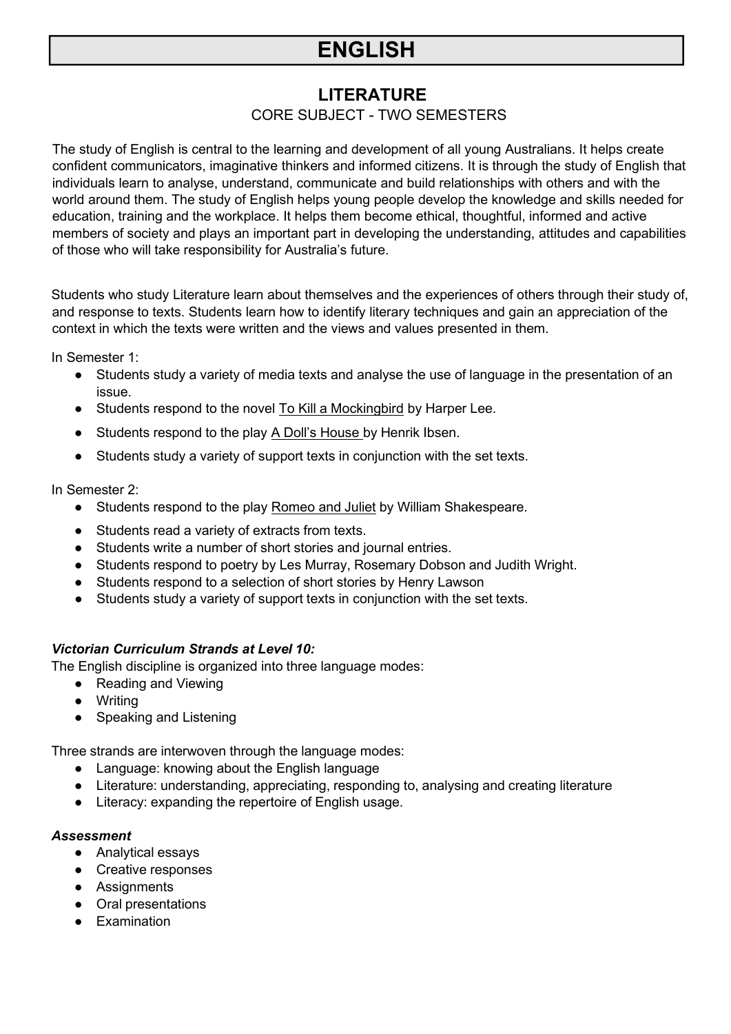# ENGLISH

## LITERATURE

CORE SUBJECT - TWO SEMESTERS

The study of English is central to the learning and development of all young Australians. It helps create confident communicators, imaginative thinkers and informed citizens. It is through the study of English that individuals learn to analyse, understand, communicate and build relationships with others and with the world around them. The study of English helps young people develop the knowledge and skills needed for education, training and the workplace. It helps them become ethical, thoughtful, informed and active members of society and plays an important part in developing the understanding, attitudes and capabilities of those who will take responsibility for Australia's future.

Students who study Literature learn about themselves and the experiences of others through their study of, and response to texts. Students learn how to identify literary techniques and gain an appreciation of the context in which the texts were written and the views and values presented in them.

In Semester 1:

- Students study a variety of media texts and analyse the use of language in the presentation of an issue.
- Students respond to the novel To Kill a Mockingbird by Harper Lee.
- Students respond to the play A Doll's House by Henrik Ibsen.
- Students study a variety of support texts in conjunction with the set texts.

In Semester 2:

- Students respond to the play Romeo and Juliet by William Shakespeare.
- Students read a variety of extracts from texts.
- Students write a number of short stories and journal entries.
- Students respond to poetry by Les Murray, Rosemary Dobson and Judith Wright.
- Students respond to a selection of short stories by Henry Lawson
- Students study a variety of support texts in conjunction with the set texts.

***Victorian Curriculum Strands at Level 10:***

The English discipline is organized into three language modes:

- Reading and Viewing
- Writing
- Speaking and Listening

Three strands are interwoven through the language modes:

- Language: knowing about the English language
- Literature: understanding, appreciating, responding to, analysing and creating literature
- Literacy: expanding the repertoire of English usage.

***Assessment***

- Analytical essays
- Creative responses
- Assignments
- Oral presentations
- Examination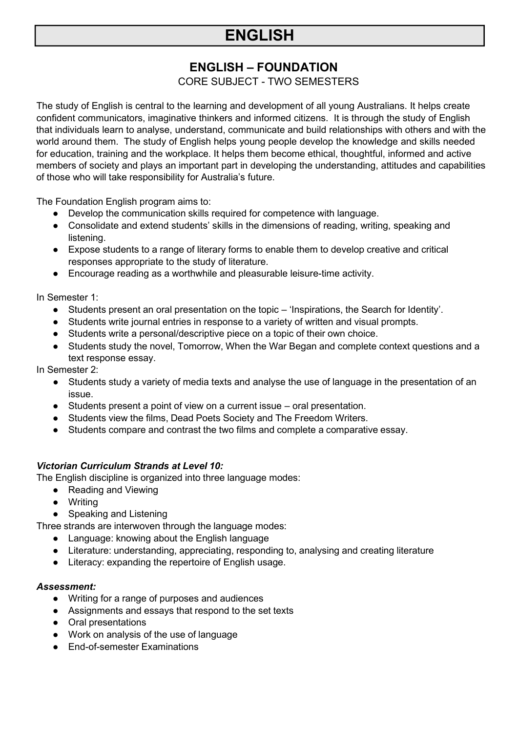# ENGLISH

## ENGLISH – FOUNDATION

CORE SUBJECT - TWO SEMESTERS

The study of English is central to the learning and development of all young Australians. It helps create confident communicators, imaginative thinkers and informed citizens. It is through the study of English that individuals learn to analyse, understand, communicate and build relationships with others and with the world around them. The study of English helps young people develop the knowledge and skills needed for education, training and the workplace. It helps them become ethical, thoughtful, informed and active members of society and plays an important part in developing the understanding, attitudes and capabilities of those who will take responsibility for Australia's future.

The Foundation English program aims to:

- Develop the communication skills required for competence with language.
- Consolidate and extend students' skills in the dimensions of reading, writing, speaking and listening.
- Expose students to a range of literary forms to enable them to develop creative and critical responses appropriate to the study of literature.
- Encourage reading as a worthwhile and pleasurable leisure-time activity.

In Semester 1:

- Students present an oral presentation on the topic – 'Inspirations, the Search for Identity'.
- Students write journal entries in response to a variety of written and visual prompts.
- Students write a personal/descriptive piece on a topic of their own choice.
- Students study the novel, Tomorrow, When the War Began and complete context questions and a text response essay.

In Semester 2:

- Students study a variety of media texts and analyse the use of language in the presentation of an issue.
- Students present a point of view on a current issue – oral presentation.
- Students view the films, Dead Poets Society and The Freedom Writers.
- Students compare and contrast the two films and complete a comparative essay.

***Victorian Curriculum Strands at Level 10:***

The English discipline is organized into three language modes:

- Reading and Viewing
- Writing
- Speaking and Listening

Three strands are interwoven through the language modes:

- Language: knowing about the English language
- Literature: understanding, appreciating, responding to, analysing and creating literature
- Literacy: expanding the repertoire of English usage.

***Assessment:***

- Writing for a range of purposes and audiences
- Assignments and essays that respond to the set texts
- Oral presentations
- Work on analysis of the use of language
- End-of-semester Examinations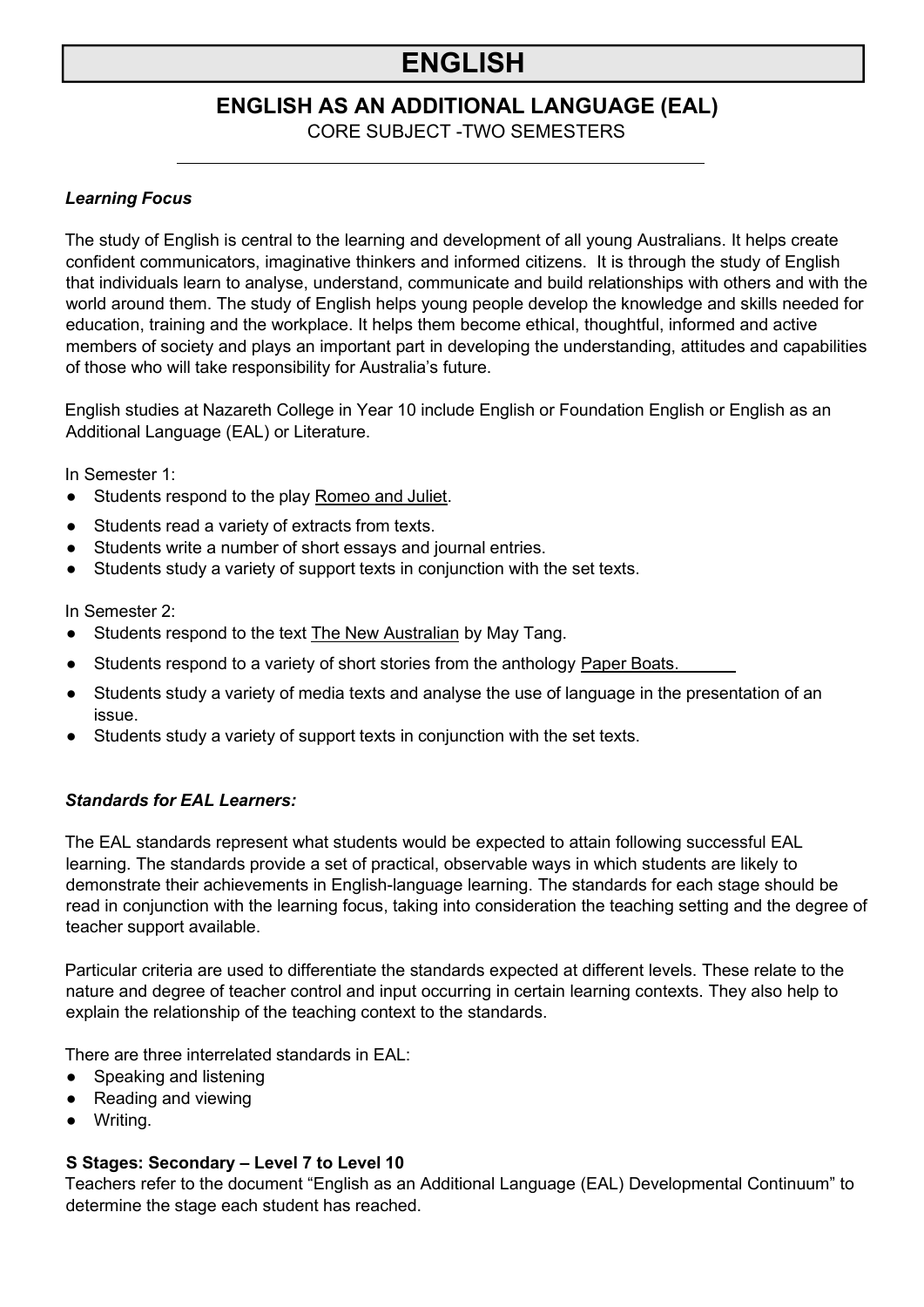# ENGLISH

## ENGLISH AS AN ADDITIONAL LANGUAGE (EAL)

CORE SUBJECT -TWO SEMESTERS

---

***Learning Focus***

The study of English is central to the learning and development of all young Australians. It helps create confident communicators, imaginative thinkers and informed citizens. It is through the study of English that individuals learn to analyse, understand, communicate and build relationships with others and with the world around them. The study of English helps young people develop the knowledge and skills needed for education, training and the workplace. It helps them become ethical, thoughtful, informed and active members of society and plays an important part in developing the understanding, attitudes and capabilities of those who will take responsibility for Australia's future.

English studies at Nazareth College in Year 10 include English or Foundation English or English as an Additional Language (EAL) or Literature.

In Semester 1:

- Students respond to the play Romeo and Juliet.
- Students read a variety of extracts from texts.
- Students write a number of short essays and journal entries.
- Students study a variety of support texts in conjunction with the set texts.

In Semester 2:

- Students respond to the text The New Australian by May Tang.
- Students respond to a variety of short stories from the anthology Paper Boats.
- Students study a variety of media texts and analyse the use of language in the presentation of an issue.
- Students study a variety of support texts in conjunction with the set texts.

***Standards for EAL Learners:***

The EAL standards represent what students would be expected to attain following successful EAL learning. The standards provide a set of practical, observable ways in which students are likely to demonstrate their achievements in English-language learning. The standards for each stage should be read in conjunction with the learning focus, taking into consideration the teaching setting and the degree of teacher support available.

Particular criteria are used to differentiate the standards expected at different levels. These relate to the nature and degree of teacher control and input occurring in certain learning contexts. They also help to explain the relationship of the teaching context to the standards.

There are three interrelated standards in EAL:

- Speaking and listening
- Reading and viewing
- Writing.

**S Stages: Secondary – Level 7 to Level 10**

Teachers refer to the document "English as an Additional Language (EAL) Developmental Continuum" to determine the stage each student has reached.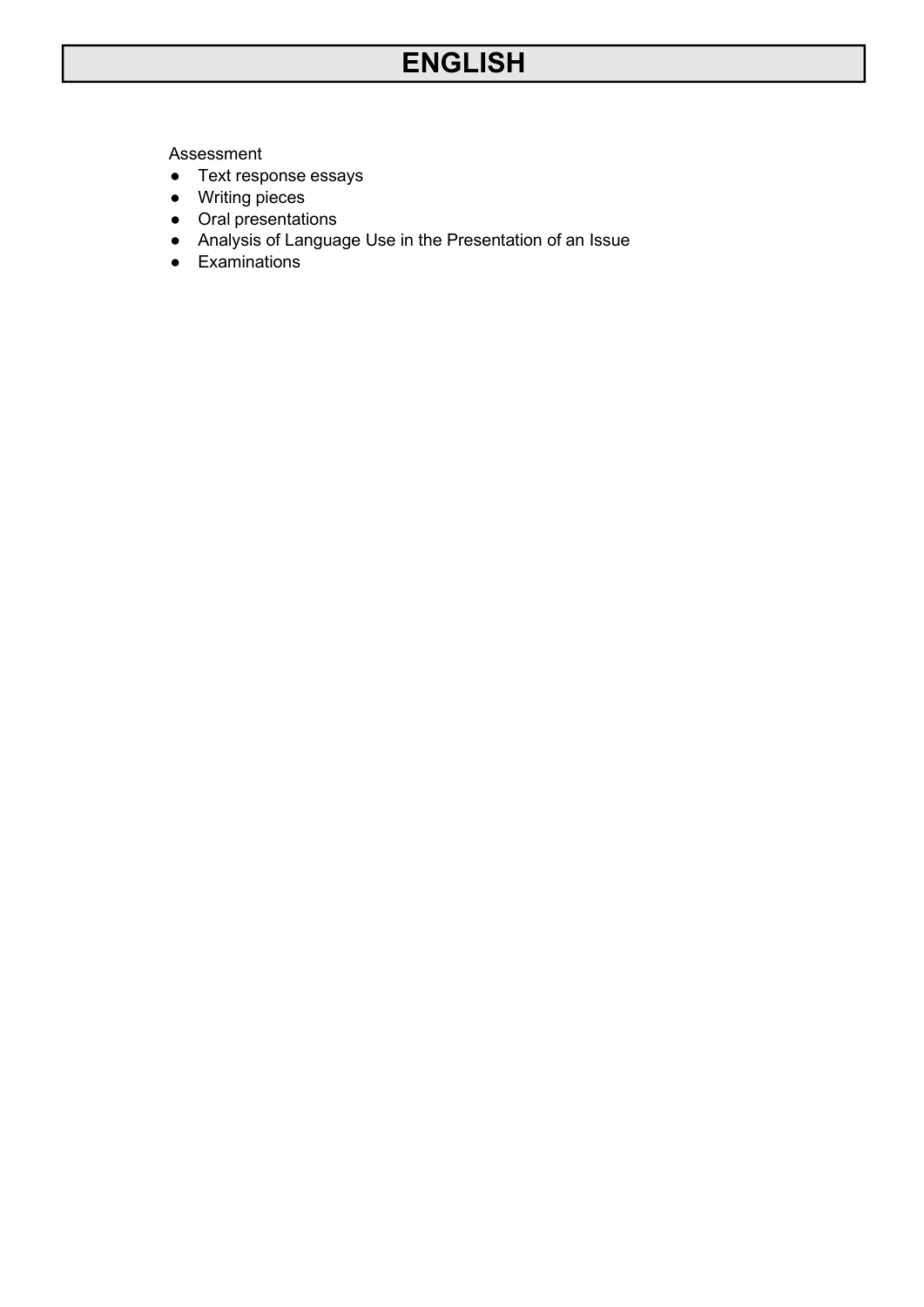# ENGLISH

Assessment

- Text response essays
- Writing pieces
- Oral presentations
- Analysis of Language Use in the Presentation of an Issue
- Examinations